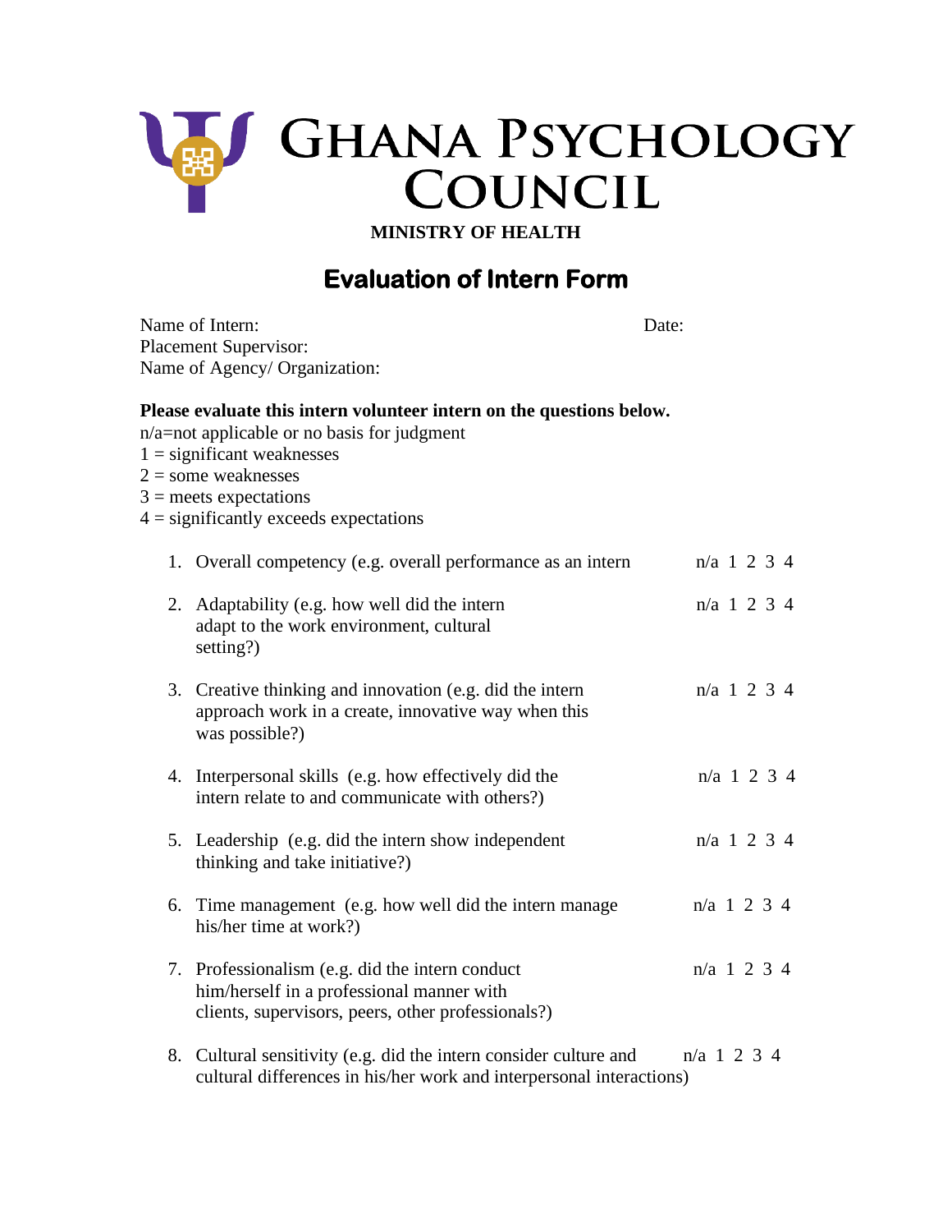# GHANA PSYCHOLOGY COUNCIL

**MINISTRY OF HEALTH**

## Evaluation of Intern Form

Name of Intern: Date:
Placement Supervisor:
Name of Agency/ Organization:

**Please evaluate this intern volunteer intern on the questions below.**

n/a=not applicable or no basis for judgment
1 = significant weaknesses
2 = some weaknesses
3 = meets expectations
4 = significantly exceeds expectations

1. Overall competency (e.g. overall performance as an intern — n/a 1 2 3 4
2. Adaptability (e.g. how well did the intern adapt to the work environment, cultural setting?) — n/a 1 2 3 4
3. Creative thinking and innovation (e.g. did the intern approach work in a create, innovative way when this was possible?) — n/a 1 2 3 4
4. Interpersonal skills (e.g. how effectively did the intern relate to and communicate with others?) — n/a 1 2 3 4
5. Leadership (e.g. did the intern show independent thinking and take initiative?) — n/a 1 2 3 4
6. Time management (e.g. how well did the intern manage his/her time at work?) — n/a 1 2 3 4
7. Professionalism (e.g. did the intern conduct him/herself in a professional manner with clients, supervisors, peers, other professionals?) — n/a 1 2 3 4
8. Cultural sensitivity (e.g. did the intern consider culture and cultural differences in his/her work and interpersonal interactions) — n/a 1 2 3 4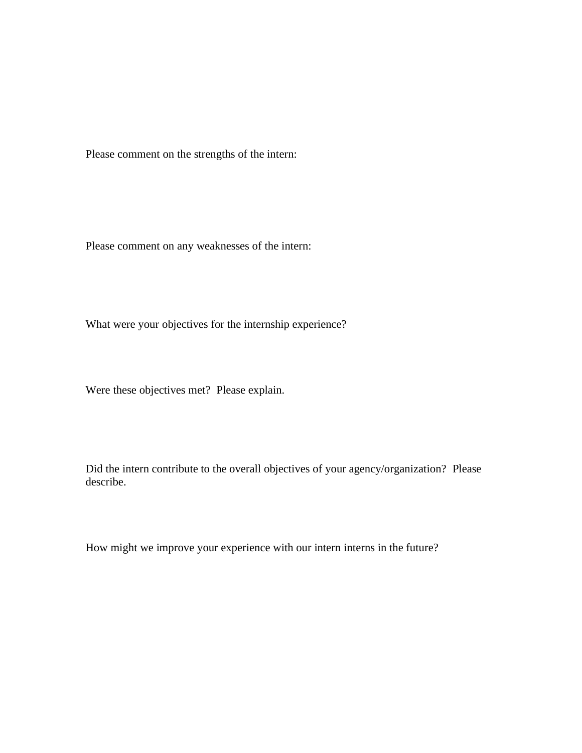Please comment on the strengths of the intern:

Please comment on any weaknesses of the intern:

What were your objectives for the internship experience?

Were these objectives met?  Please explain.

Did the intern contribute to the overall objectives of your agency/organization?  Please describe.

How might we improve your experience with our intern interns in the future?